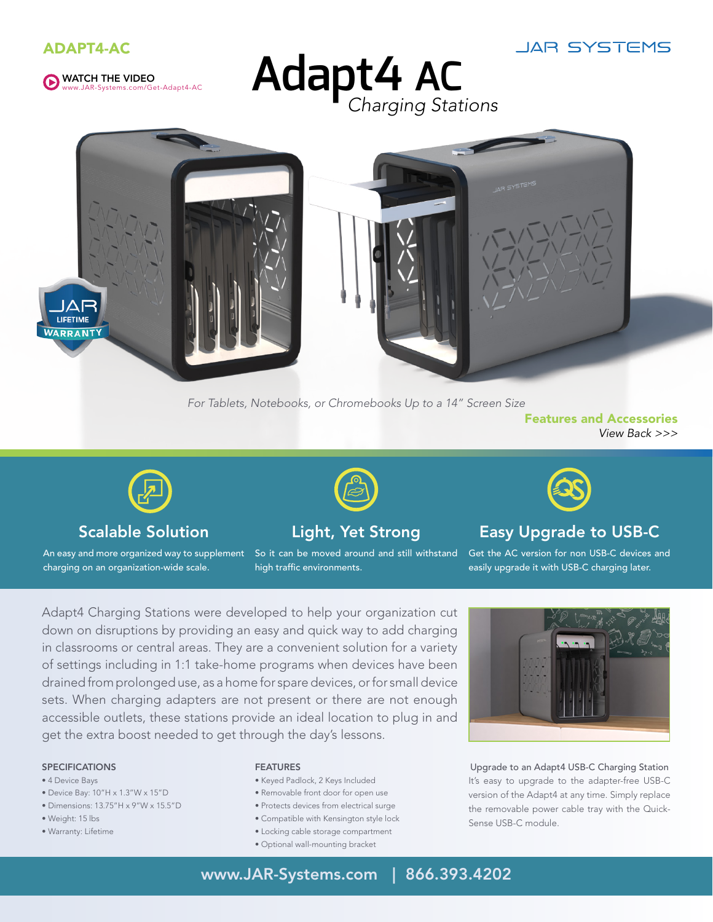ADAPT4-AC

JAR SYSTEMS

WATCH THE VIDEO
www.JAR-Systems.com/Get-Adapt4-AC

# Adapt4 AC
*Charging Stations*

JAR LIFETIME WARRANTY

*For Tablets, Notebooks, or Chromebooks Up to a 14" Screen Size*

**Features and Accessories**
*View Back >>>*

### Scalable Solution

An easy and more organized way to supplement charging on an organization-wide scale.

### Light, Yet Strong

So it can be moved around and still withstand high traffic environments.

### Easy Upgrade to USB-C

Get the AC version for non USB-C devices and easily upgrade it with USB-C charging later.

Adapt4 Charging Stations were developed to help your organization cut down on disruptions by providing an easy and quick way to add charging in classrooms or central areas. They are a convenient solution for a variety of settings including in 1:1 take-home programs when devices have been drained from prolonged use, as a home for spare devices, or for small device sets. When charging adapters are not present or there are not enough accessible outlets, these stations provide an ideal location to plug in and get the extra boost needed to get through the day's lessons.

#### SPECIFICATIONS

- 4 Device Bays
- Device Bay: 10"H x 1.3"W x 15"D
- Dimensions: 13.75"H x 9"W x 15.5"D
- Weight: 15 lbs
- Warranty: Lifetime

#### FEATURES

- Keyed Padlock, 2 Keys Included
- Removable front door for open use
- Protects devices from electrical surge
- Compatible with Kensington style lock
- Locking cable storage compartment
- Optional wall-mounting bracket

#### Upgrade to an Adapt4 USB-C Charging Station

It's easy to upgrade to the adapter-free USB-C version of the Adapt4 at any time. Simply replace the removable power cable tray with the Quick-Sense USB-C module.

www.JAR-Systems.com | 866.393.4202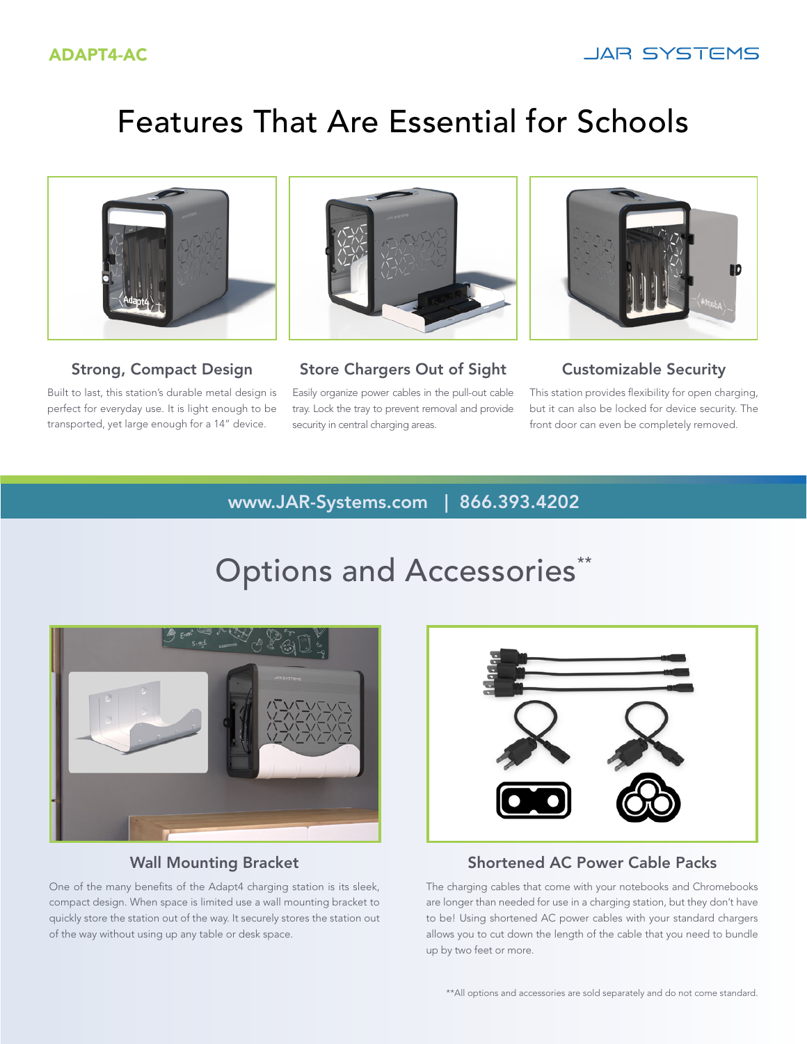ADAPT4-AC

JAR SYSTEMS

# Features That Are Essential for Schools

### Strong, Compact Design

Built to last, this station's durable metal design is perfect for everyday use. It is light enough to be transported, yet large enough for a 14" device.

### Store Chargers Out of Sight

Easily organize power cables in the pull-out cable tray. Lock the tray to prevent removal and provide security in central charging areas.

### Customizable Security

This station provides flexibility for open charging, but it can also be locked for device security. The front door can even be completely removed.

www.JAR-Systems.com | 866.393.4202

# Options and Accessories**

### Wall Mounting Bracket

One of the many benefits of the Adapt4 charging station is its sleek, compact design. When space is limited use a wall mounting bracket to quickly store the station out of the way. It securely stores the station out of the way without using up any table or desk space.

### Shortened AC Power Cable Packs

The charging cables that come with your notebooks and Chromebooks are longer than needed for use in a charging station, but they don't have to be! Using shortened AC power cables with your standard chargers allows you to cut down the length of the cable that you need to bundle up by two feet or more.

**All options and accessories are sold separately and do not come standard.